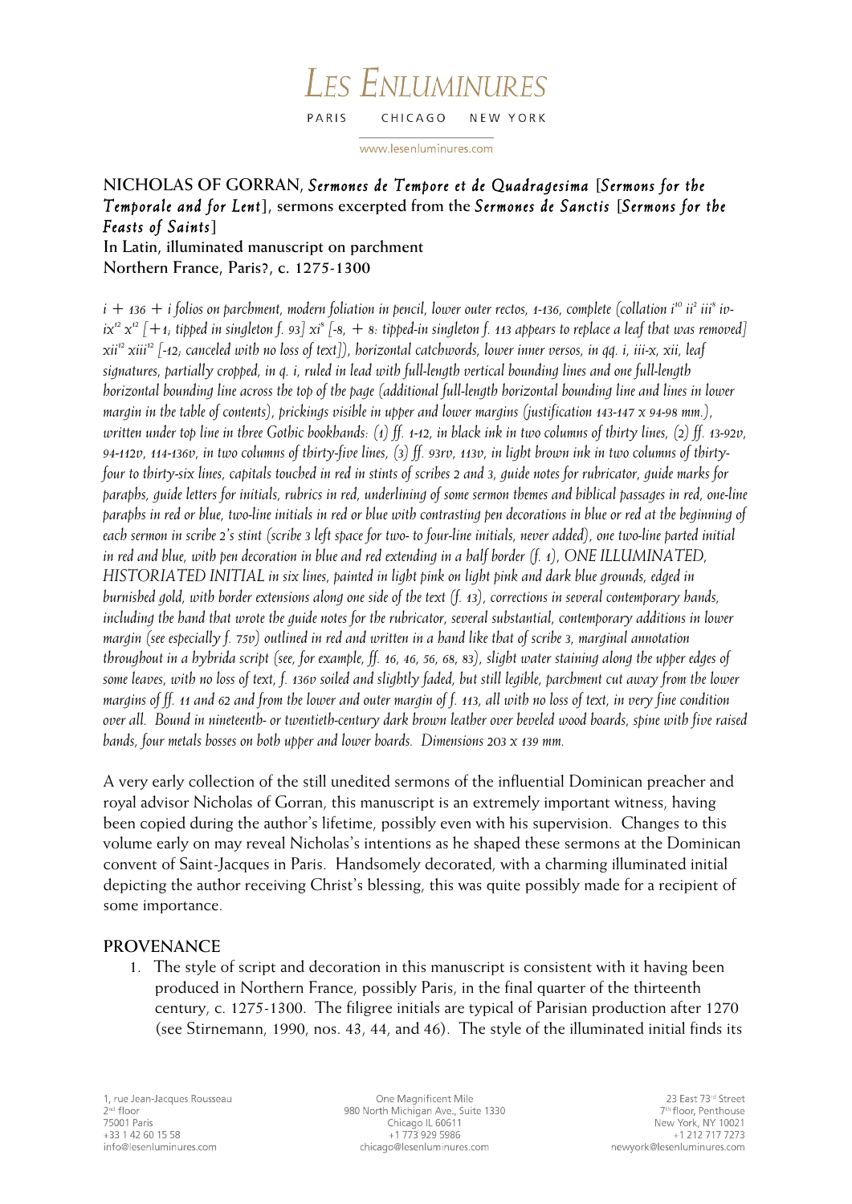**NICHOLAS OF GORRAN**, *Sermones de Tempore et de Quadragesima* [*Sermons for the Temporale and for Lent*], sermons excerpted from the *Sermones de Sanctis* [*Sermons for the Feasts of Saints*]
In Latin, illuminated manuscript on parchment
Northern France, Paris?, c. 1275-1300

*i + 136 + i folios on parchment, modern foliation in pencil, lower outer rectos, 1-136, complete (collation i$^{10}$ ii$^{2}$ iii$^{8}$ iv-ix$^{12}$ x$^{12}$ [+1, tipped in singleton f. 93] xi$^{8}$ [-8, + 8: tipped-in singleton f. 113 appears to replace a leaf that was removed] xii$^{12}$ xiii$^{12}$ [-12, canceled with no loss of text]), horizontal catchwords, lower inner versos, in qq. i, iii-x, xii, leaf signatures, partially cropped, in q. i, ruled in lead with full-length vertical bounding lines and one full-length horizontal bounding line across the top of the page (additional full-length horizontal bounding line and lines in lower margin in the table of contents), prickings visible in upper and lower margins (justification 143-147 x 94-98 mm.), written under top line in three Gothic bookhands: (1) ff. 1-12, in black ink in two columns of thirty lines, (2) ff. 13-92v, 94-112v, 114-136v, in two columns of thirty-five lines, (3) ff. 93rv, 113v, in light brown ink in two columns of thirty-four to thirty-six lines, capitals touched in red in stints of scribes 2 and 3, guide notes for rubricator, guide marks for paraphs, guide letters for initials, rubrics in red, underlining of some sermon themes and biblical passages in red, one-line paraphs in red or blue, two-line initials in red or blue with contrasting pen decorations in blue or red at the beginning of each sermon in scribe 2's stint (scribe 3 left space for two- to four-line initials, never added), one two-line parted initial in red and blue, with pen decoration in blue and red extending in a half border (f. 1), ONE ILLUMINATED, HISTORIATED INITIAL in six lines, painted in light pink on light pink and dark blue grounds, edged in burnished gold, with border extensions along one side of the text (f. 13), corrections in several contemporary hands, including the hand that wrote the guide notes for the rubricator, several substantial, contemporary additions in lower margin (see especially f. 75v) outlined in red and written in a hand like that of scribe 3, marginal annotation throughout in a hybrida script (see, for example, ff. 16, 46, 56, 68, 83), slight water staining along the upper edges of some leaves, with no loss of text, f. 136v soiled and slightly faded, but still legible, parchment cut away from the lower margins of ff. 11 and 62 and from the lower and outer margin of f. 113, all with no loss of text, in very fine condition over all. Bound in nineteenth- or twentieth-century dark brown leather over beveled wood boards, spine with five raised bands, four metals bosses on both upper and lower boards. Dimensions 203 x 139 mm.*

A very early collection of the still unedited sermons of the influential Dominican preacher and royal advisor Nicholas of Gorran, this manuscript is an extremely important witness, having been copied during the author's lifetime, possibly even with his supervision. Changes to this volume early on may reveal Nicholas's intentions as he shaped these sermons at the Dominican convent of Saint-Jacques in Paris. Handsomely decorated, with a charming illuminated initial depicting the author receiving Christ's blessing, this was quite possibly made for a recipient of some importance.

**PROVENANCE**

1. The style of script and decoration in this manuscript is consistent with it having been produced in Northern France, possibly Paris, in the final quarter of the thirteenth century, c. 1275-1300. The filigree initials are typical of Parisian production after 1270 (see Stirnemann, 1990, nos. 43, 44, and 46). The style of the illuminated initial finds its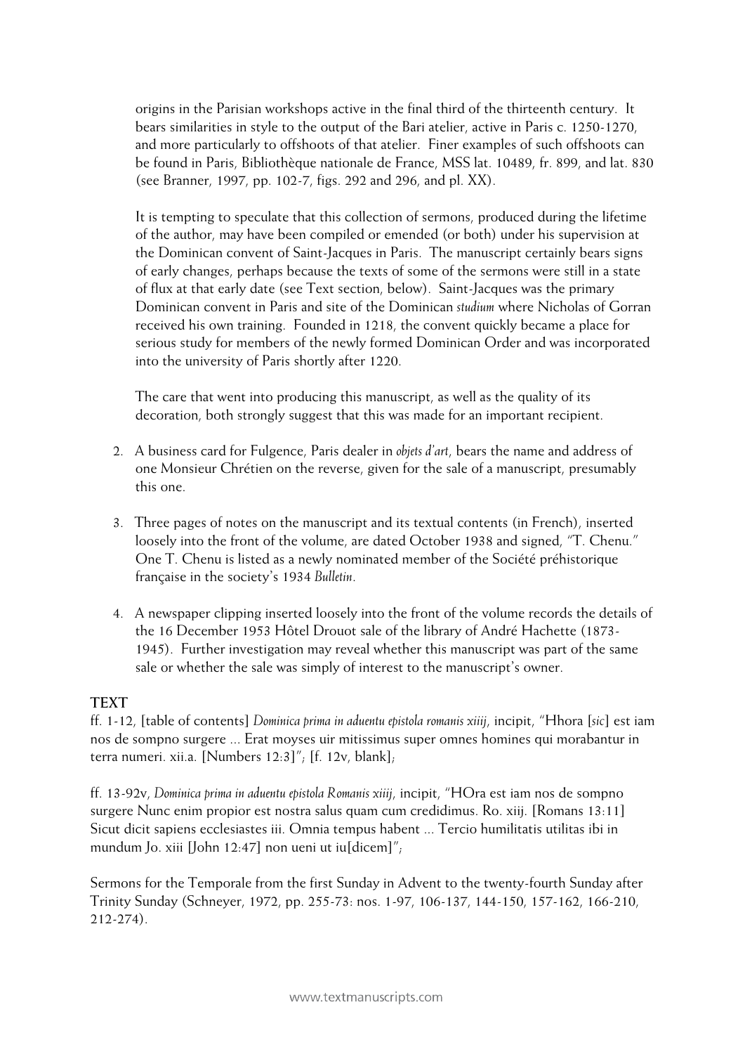origins in the Parisian workshops active in the final third of the thirteenth century. It bears similarities in style to the output of the Bari atelier, active in Paris c. 1250-1270, and more particularly to offshoots of that atelier. Finer examples of such offshoots can be found in Paris, Bibliothèque nationale de France, MSS lat. 10489, fr. 899, and lat. 830 (see Branner, 1997, pp. 102-7, figs. 292 and 296, and pl. XX).

It is tempting to speculate that this collection of sermons, produced during the lifetime of the author, may have been compiled or emended (or both) under his supervision at the Dominican convent of Saint-Jacques in Paris. The manuscript certainly bears signs of early changes, perhaps because the texts of some of the sermons were still in a state of flux at that early date (see Text section, below). Saint-Jacques was the primary Dominican convent in Paris and site of the Dominican *studium* where Nicholas of Gorran received his own training. Founded in 1218, the convent quickly became a place for serious study for members of the newly formed Dominican Order and was incorporated into the university of Paris shortly after 1220.

The care that went into producing this manuscript, as well as the quality of its decoration, both strongly suggest that this was made for an important recipient.

2. A business card for Fulgence, Paris dealer in *objets d'art*, bears the name and address of one Monsieur Chrétien on the reverse, given for the sale of a manuscript, presumably this one.

3. Three pages of notes on the manuscript and its textual contents (in French), inserted loosely into the front of the volume, are dated October 1938 and signed, "T. Chenu." One T. Chenu is listed as a newly nominated member of the Société préhistorique française in the society's 1934 *Bulletin*.

4. A newspaper clipping inserted loosely into the front of the volume records the details of the 16 December 1953 Hôtel Drouot sale of the library of André Hachette (1873-1945). Further investigation may reveal whether this manuscript was part of the same sale or whether the sale was simply of interest to the manuscript's owner.

## TEXT

ff. 1-12, [table of contents] *Dominica prima in aduentu epistola romanis xiiij*, incipit, "Hhora [*sic*] est iam nos de sompno surgere ... Erat moyses uir mitissimus super omnes homines qui morabantur in terra numeri. xii.a. [Numbers 12:3]"; [f. 12v, blank];

ff. 13-92v, *Dominica prima in aduentu epistola Romanis xiiij*, incipit, "HOra est iam nos de sompno surgere Nunc enim propior est nostra salus quam cum credidimus. Ro. xiij. [Romans 13:11] Sicut dicit sapiens ecclesiastes iii. Omnia tempus habent ... Tercio humilitatis utilitas ibi in mundum Jo. xiii [John 12:47] non ueni ut iu[dicem]";

Sermons for the Temporale from the first Sunday in Advent to the twenty-fourth Sunday after Trinity Sunday (Schneyer, 1972, pp. 255-73: nos. 1-97, 106-137, 144-150, 157-162, 166-210, 212-274).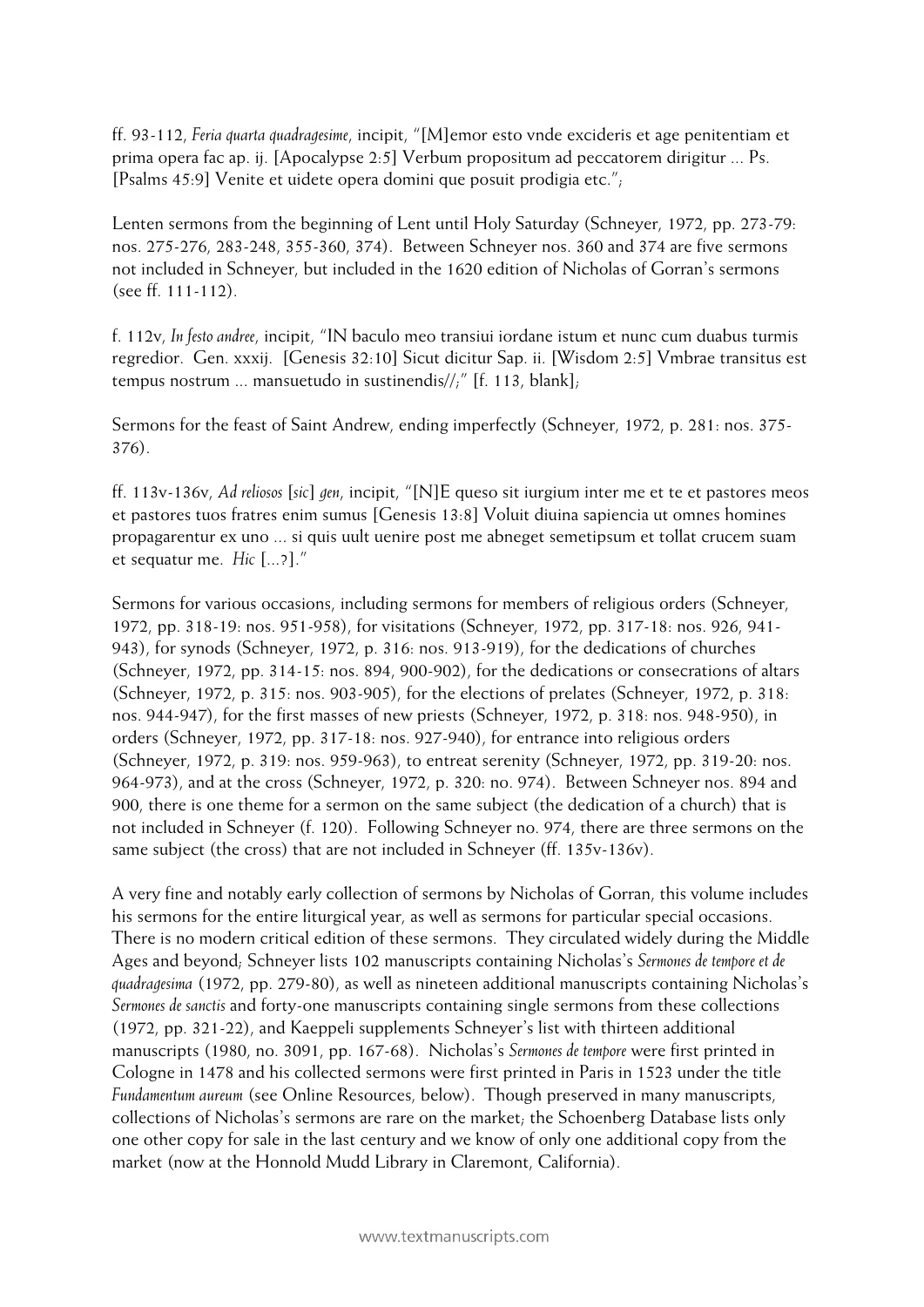ff. 93-112, *Feria quarta quadragesime*, incipit, "[M]emor esto vnde excideris et age penitentiam et prima opera fac ap. ij. [Apocalypse 2:5] Verbum propositum ad peccatorem dirigitur ... Ps. [Psalms 45:9] Venite et uidete opera domini que posuit prodigia etc.";

Lenten sermons from the beginning of Lent until Holy Saturday (Schneyer, 1972, pp. 273-79: nos. 275-276, 283-248, 355-360, 374). Between Schneyer nos. 360 and 374 are five sermons not included in Schneyer, but included in the 1620 edition of Nicholas of Gorran's sermons (see ff. 111-112).

f. 112v, *In festo andree*, incipit, "IN baculo meo transiui iordane istum et nunc cum duabus turmis regredior. Gen. xxxij. [Genesis 32:10] Sicut dicitur Sap. ii. [Wisdom 2:5] Vmbrae transitus est tempus nostrum ... mansuetudo in sustinendis//;" [f. 113, blank];

Sermons for the feast of Saint Andrew, ending imperfectly (Schneyer, 1972, p. 281: nos. 375-376).

ff. 113v-136v, *Ad reliosos* [*sic*] *gen*, incipit, "[N]E queso sit iurgium inter me et te et pastores meos et pastores tuos fratres enim sumus [Genesis 13:8] Voluit diuina sapiencia ut omnes homines propagarentur ex uno ... si quis uult uenire post me abneget semetipsum et tollat crucem suam et sequatur me. *Hic* [...?]."

Sermons for various occasions, including sermons for members of religious orders (Schneyer, 1972, pp. 318-19: nos. 951-958), for visitations (Schneyer, 1972, pp. 317-18: nos. 926, 941-943), for synods (Schneyer, 1972, p. 316: nos. 913-919), for the dedications of churches (Schneyer, 1972, pp. 314-15: nos. 894, 900-902), for the dedications or consecrations of altars (Schneyer, 1972, p. 315: nos. 903-905), for the elections of prelates (Schneyer, 1972, p. 318: nos. 944-947), for the first masses of new priests (Schneyer, 1972, p. 318: nos. 948-950), in orders (Schneyer, 1972, pp. 317-18: nos. 927-940), for entrance into religious orders (Schneyer, 1972, p. 319: nos. 959-963), to entreat serenity (Schneyer, 1972, pp. 319-20: nos. 964-973), and at the cross (Schneyer, 1972, p. 320: no. 974). Between Schneyer nos. 894 and 900, there is one theme for a sermon on the same subject (the dedication of a church) that is not included in Schneyer (f. 120). Following Schneyer no. 974, there are three sermons on the same subject (the cross) that are not included in Schneyer (ff. 135v-136v).

A very fine and notably early collection of sermons by Nicholas of Gorran, this volume includes his sermons for the entire liturgical year, as well as sermons for particular special occasions. There is no modern critical edition of these sermons. They circulated widely during the Middle Ages and beyond; Schneyer lists 102 manuscripts containing Nicholas's *Sermones de tempore et de quadragesima* (1972, pp. 279-80), as well as nineteen additional manuscripts containing Nicholas's *Sermones de sanctis* and forty-one manuscripts containing single sermons from these collections (1972, pp. 321-22), and Kaeppeli supplements Schneyer's list with thirteen additional manuscripts (1980, no. 3091, pp. 167-68). Nicholas's *Sermones de tempore* were first printed in Cologne in 1478 and his collected sermons were first printed in Paris in 1523 under the title *Fundamentum aureum* (see Online Resources, below). Though preserved in many manuscripts, collections of Nicholas's sermons are rare on the market; the Schoenberg Database lists only one other copy for sale in the last century and we know of only one additional copy from the market (now at the Honnold Mudd Library in Claremont, California).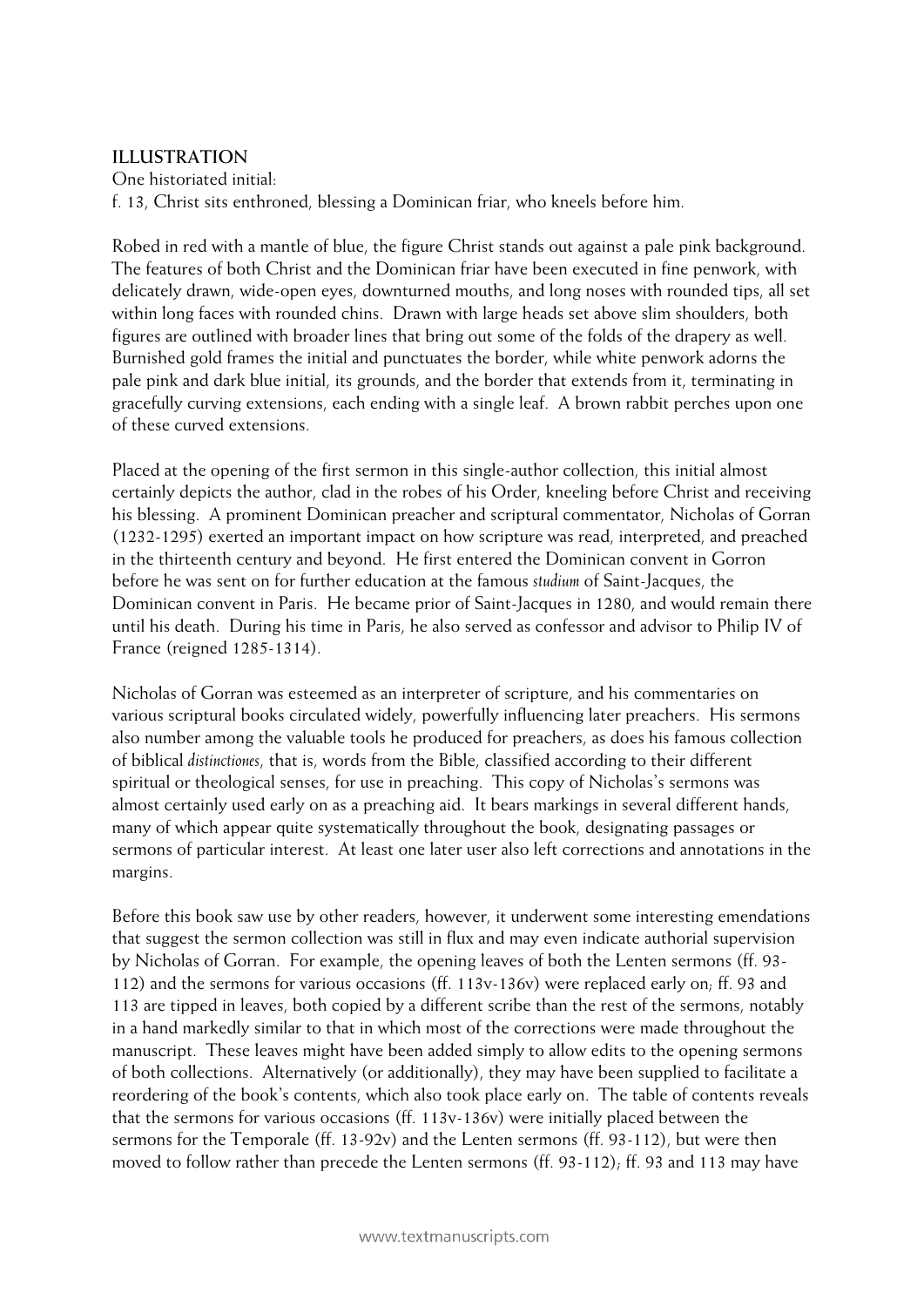**ILLUSTRATION**

One historiated initial:

f. 13, Christ sits enthroned, blessing a Dominican friar, who kneels before him.

Robed in red with a mantle of blue, the figure Christ stands out against a pale pink background. The features of both Christ and the Dominican friar have been executed in fine penwork, with delicately drawn, wide-open eyes, downturned mouths, and long noses with rounded tips, all set within long faces with rounded chins. Drawn with large heads set above slim shoulders, both figures are outlined with broader lines that bring out some of the folds of the drapery as well. Burnished gold frames the initial and punctuates the border, while white penwork adorns the pale pink and dark blue initial, its grounds, and the border that extends from it, terminating in gracefully curving extensions, each ending with a single leaf. A brown rabbit perches upon one of these curved extensions.

Placed at the opening of the first sermon in this single-author collection, this initial almost certainly depicts the author, clad in the robes of his Order, kneeling before Christ and receiving his blessing. A prominent Dominican preacher and scriptural commentator, Nicholas of Gorran (1232-1295) exerted an important impact on how scripture was read, interpreted, and preached in the thirteenth century and beyond. He first entered the Dominican convent in Gorron before he was sent on for further education at the famous *studium* of Saint-Jacques, the Dominican convent in Paris. He became prior of Saint-Jacques in 1280, and would remain there until his death. During his time in Paris, he also served as confessor and advisor to Philip IV of France (reigned 1285-1314).

Nicholas of Gorran was esteemed as an interpreter of scripture, and his commentaries on various scriptural books circulated widely, powerfully influencing later preachers. His sermons also number among the valuable tools he produced for preachers, as does his famous collection of biblical *distinctiones*, that is, words from the Bible, classified according to their different spiritual or theological senses, for use in preaching. This copy of Nicholas's sermons was almost certainly used early on as a preaching aid. It bears markings in several different hands, many of which appear quite systematically throughout the book, designating passages or sermons of particular interest. At least one later user also left corrections and annotations in the margins.

Before this book saw use by other readers, however, it underwent some interesting emendations that suggest the sermon collection was still in flux and may even indicate authorial supervision by Nicholas of Gorran. For example, the opening leaves of both the Lenten sermons (ff. 93-112) and the sermons for various occasions (ff. 113v-136v) were replaced early on; ff. 93 and 113 are tipped in leaves, both copied by a different scribe than the rest of the sermons, notably in a hand markedly similar to that in which most of the corrections were made throughout the manuscript. These leaves might have been added simply to allow edits to the opening sermons of both collections. Alternatively (or additionally), they may have been supplied to facilitate a reordering of the book's contents, which also took place early on. The table of contents reveals that the sermons for various occasions (ff. 113v-136v) were initially placed between the sermons for the Temporale (ff. 13-92v) and the Lenten sermons (ff. 93-112), but were then moved to follow rather than precede the Lenten sermons (ff. 93-112); ff. 93 and 113 may have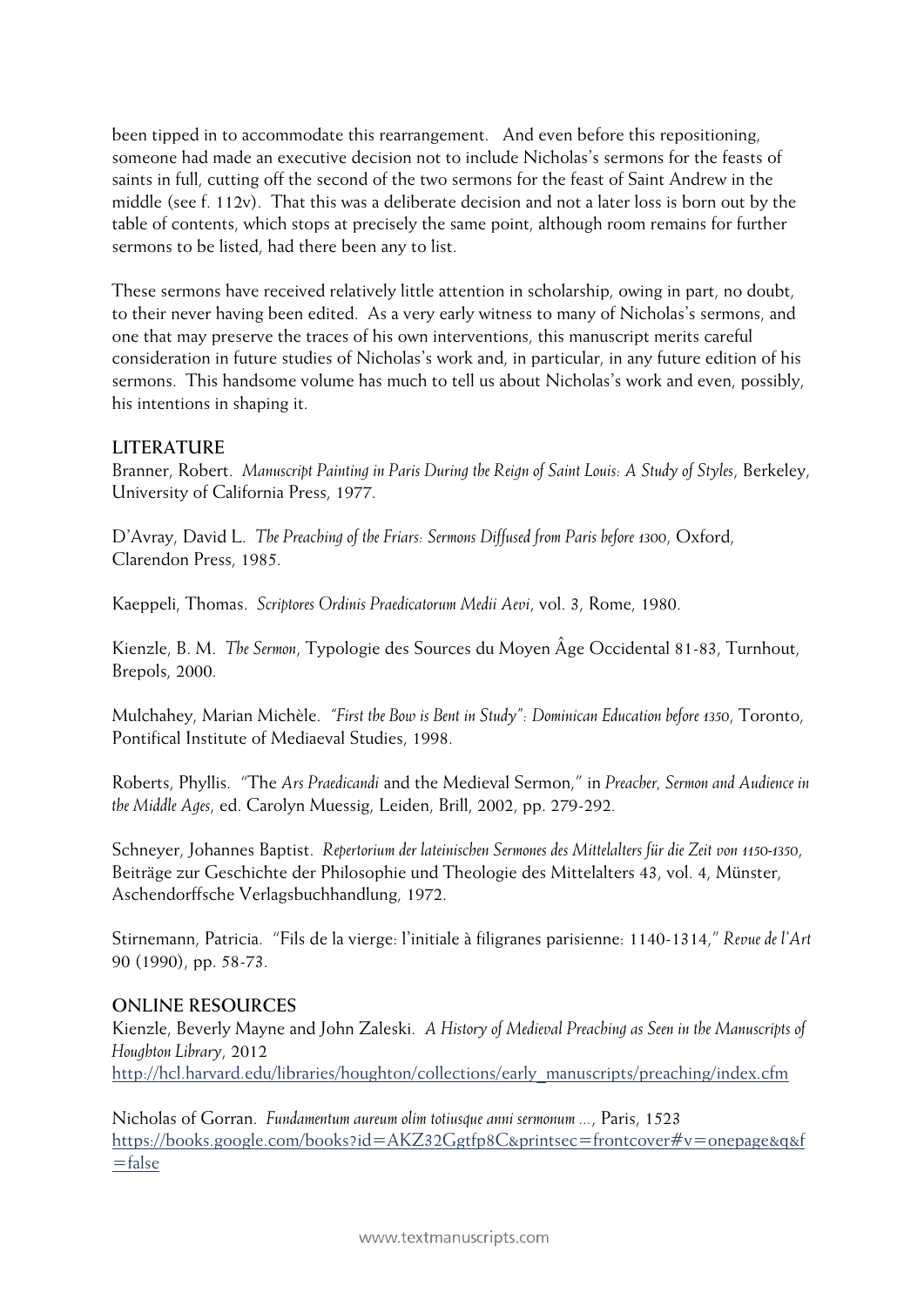been tipped in to accommodate this rearrangement. And even before this repositioning, someone had made an executive decision not to include Nicholas's sermons for the feasts of saints in full, cutting off the second of the two sermons for the feast of Saint Andrew in the middle (see f. 112v). That this was a deliberate decision and not a later loss is born out by the table of contents, which stops at precisely the same point, although room remains for further sermons to be listed, had there been any to list.

These sermons have received relatively little attention in scholarship, owing in part, no doubt, to their never having been edited. As a very early witness to many of Nicholas's sermons, and one that may preserve the traces of his own interventions, this manuscript merits careful consideration in future studies of Nicholas's work and, in particular, in any future edition of his sermons. This handsome volume has much to tell us about Nicholas's work and even, possibly, his intentions in shaping it.

## LITERATURE

Branner, Robert. *Manuscript Painting in Paris During the Reign of Saint Louis: A Study of Styles*, Berkeley, University of California Press, 1977.

D'Avray, David L. *The Preaching of the Friars: Sermons Diffused from Paris before 1300*, Oxford, Clarendon Press, 1985.

Kaeppeli, Thomas. *Scriptores Ordinis Praedicatorum Medii Aevi*, vol. 3, Rome, 1980.

Kienzle, B. M. *The Sermon*, Typologie des Sources du Moyen Âge Occidental 81-83, Turnhout, Brepols, 2000.

Mulchahey, Marian Michèle. *"First the Bow is Bent in Study": Dominican Education before 1350*, Toronto, Pontifical Institute of Mediaeval Studies, 1998.

Roberts, Phyllis. "The *Ars Praedicandi* and the Medieval Sermon," in *Preacher, Sermon and Audience in the Middle Ages*, ed. Carolyn Muessig, Leiden, Brill, 2002, pp. 279-292.

Schneyer, Johannes Baptist. *Repertorium der lateinischen Sermones des Mittelalters für die Zeit von 1150-1350*, Beiträge zur Geschichte der Philosophie und Theologie des Mittelalters 43, vol. 4, Münster, Aschendorffsche Verlagsbuchhandlung, 1972.

Stirnemann, Patricia. "Fils de la vierge: l'initiale à filigranes parisienne: 1140-1314," *Revue de l'Art* 90 (1990), pp. 58-73.

## ONLINE RESOURCES

Kienzle, Beverly Mayne and John Zaleski. *A History of Medieval Preaching as Seen in the Manuscripts of Houghton Library*, 2012
http://hcl.harvard.edu/libraries/houghton/collections/early_manuscripts/preaching/index.cfm

Nicholas of Gorran. *Fundamentum aureum olim totiusque anni sermonum ...*, Paris, 1523
https://books.google.com/books?id=AKZ32Ggtfp8C&printsec=frontcover#v=onepage&q&f=false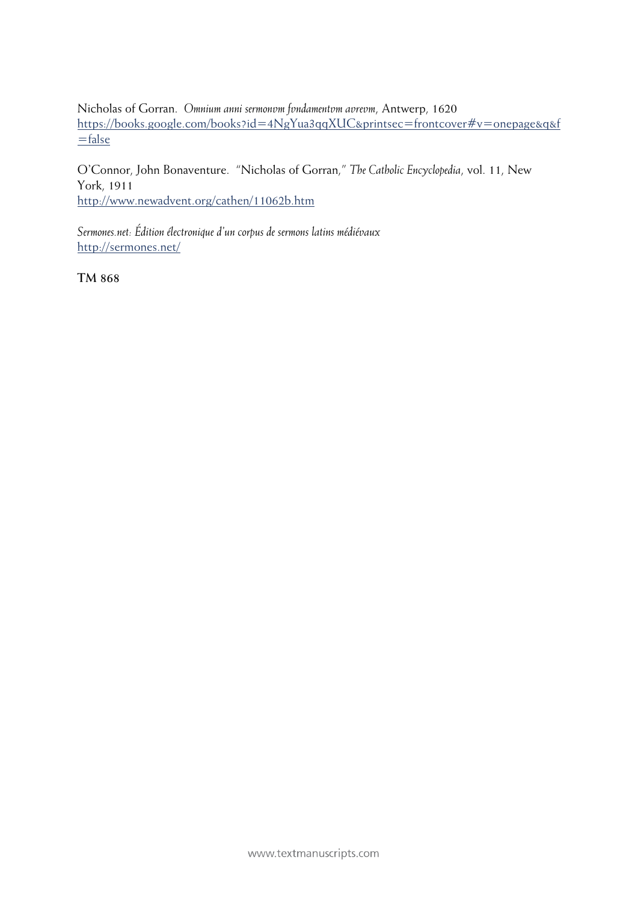Nicholas of Gorran. *Omnium anni sermonvm fvndamentvm avrevm*, Antwerp, 1620
https://books.google.com/books?id=4NgYua3qqXUC&printsec=frontcover#v=onepage&q&f=false

O'Connor, John Bonaventure. "Nicholas of Gorran," *The Catholic Encyclopedia*, vol. 11, New York, 1911
http://www.newadvent.org/cathen/11062b.htm

*Sermones.net: Édition électronique d'un corpus de sermons latins médiévaux*
http://sermones.net/

**TM 868**